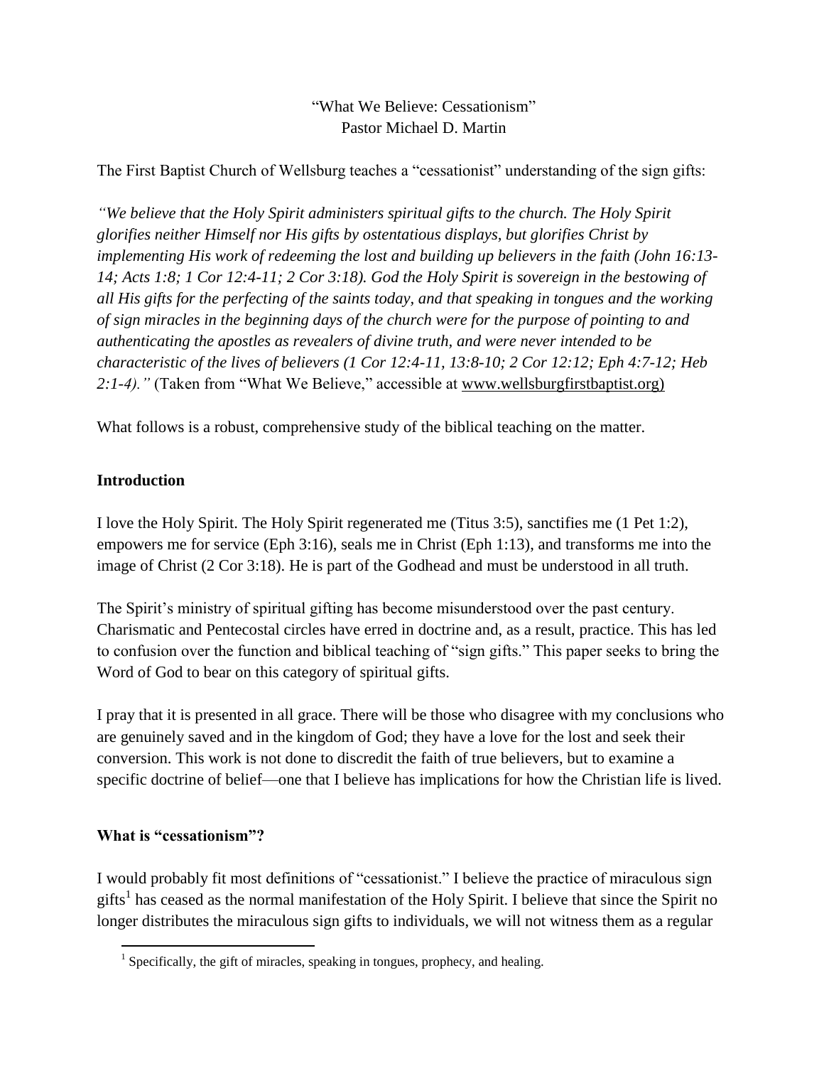“What We Believe: Cessationism”
Pastor Michael D. Martin

The First Baptist Church of Wellsburg teaches a “cessationist” understanding of the sign gifts:

*“We believe that the Holy Spirit administers spiritual gifts to the church. The Holy Spirit glorifies neither Himself nor His gifts by ostentatious displays, but glorifies Christ by implementing His work of redeeming the lost and building up believers in the faith (John 16:13-14; Acts 1:8; 1 Cor 12:4-11; 2 Cor 3:18). God the Holy Spirit is sovereign in the bestowing of all His gifts for the perfecting of the saints today, and that speaking in tongues and the working of sign miracles in the beginning days of the church were for the purpose of pointing to and authenticating the apostles as revealers of divine truth, and were never intended to be characteristic of the lives of believers (1 Cor 12:4-11, 13:8-10; 2 Cor 12:12; Eph 4:7-12; Heb 2:1-4).”* (Taken from “What We Believe,” accessible at www.wellsburgfirstbaptist.org)

What follows is a robust, comprehensive study of the biblical teaching on the matter.

### Introduction

I love the Holy Spirit. The Holy Spirit regenerated me (Titus 3:5), sanctifies me (1 Pet 1:2), empowers me for service (Eph 3:16), seals me in Christ (Eph 1:13), and transforms me into the image of Christ (2 Cor 3:18). He is part of the Godhead and must be understood in all truth.

The Spirit’s ministry of spiritual gifting has become misunderstood over the past century. Charismatic and Pentecostal circles have erred in doctrine and, as a result, practice. This has led to confusion over the function and biblical teaching of “sign gifts.” This paper seeks to bring the Word of God to bear on this category of spiritual gifts.

I pray that it is presented in all grace. There will be those who disagree with my conclusions who are genuinely saved and in the kingdom of God; they have a love for the lost and seek their conversion. This work is not done to discredit the faith of true believers, but to examine a specific doctrine of belief—one that I believe has implications for how the Christian life is lived.

### What is “cessationism”?

I would probably fit most definitions of “cessationist.” I believe the practice of miraculous sign gifts[1] has ceased as the normal manifestation of the Holy Spirit. I believe that since the Spirit no longer distributes the miraculous sign gifts to individuals, we will not witness them as a regular

[1] Specifically, the gift of miracles, speaking in tongues, prophecy, and healing.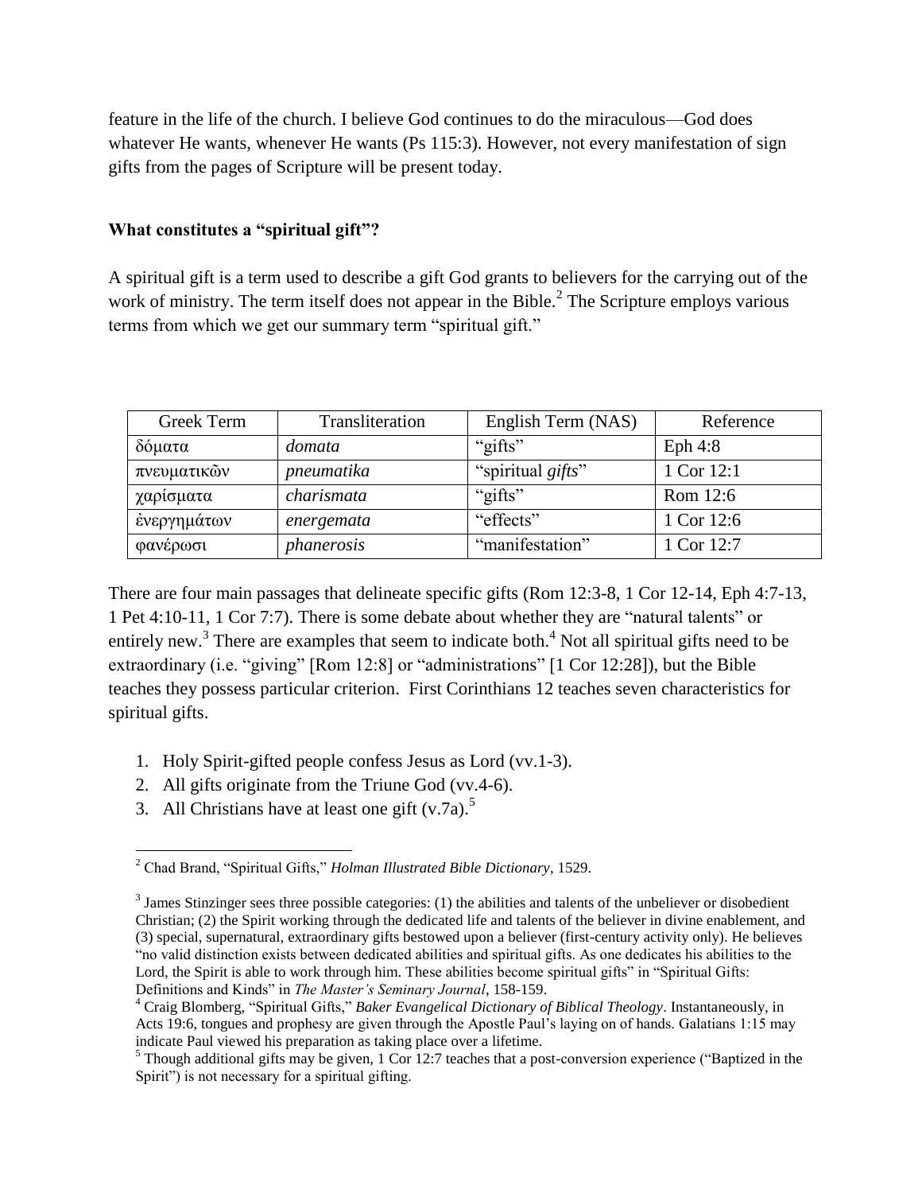feature in the life of the church. I believe God continues to do the miraculous—God does whatever He wants, whenever He wants (Ps 115:3). However, not every manifestation of sign gifts from the pages of Scripture will be present today.

### What constitutes a "spiritual gift"?

A spiritual gift is a term used to describe a gift God grants to believers for the carrying out of the work of ministry. The term itself does not appear in the Bible.[2] The Scripture employs various terms from which we get our summary term "spiritual gift."

| Greek Term | Transliteration | English Term (NAS) | Reference |
| --- | --- | --- | --- |
| δόματα | *domata* | "gifts" | Eph 4:8 |
| πνευματικῶν | *pneumatika* | "spiritual *gifts*" | 1 Cor 12:1 |
| χαρίσματα | *charismata* | "gifts" | Rom 12:6 |
| ἐνεργημάτων | *energemata* | "effects" | 1 Cor 12:6 |
| φανέρωσι | *phanerosis* | "manifestation" | 1 Cor 12:7 |

There are four main passages that delineate specific gifts (Rom 12:3-8, 1 Cor 12-14, Eph 4:7-13, 1 Pet 4:10-11, 1 Cor 7:7). There is some debate about whether they are "natural talents" or entirely new.[3] There are examples that seem to indicate both.[4] Not all spiritual gifts need to be extraordinary (i.e. "giving" [Rom 12:8] or "administrations" [1 Cor 12:28]), but the Bible teaches they possess particular criterion. First Corinthians 12 teaches seven characteristics for spiritual gifts.

1. Holy Spirit-gifted people confess Jesus as Lord (vv.1-3).
2. All gifts originate from the Triune God (vv.4-6).
3. All Christians have at least one gift (v.7a).[5]

---

[2] Chad Brand, "Spiritual Gifts," *Holman Illustrated Bible Dictionary*, 1529.

[3] James Stinzinger sees three possible categories: (1) the abilities and talents of the unbeliever or disobedient Christian; (2) the Spirit working through the dedicated life and talents of the believer in divine enablement, and (3) special, supernatural, extraordinary gifts bestowed upon a believer (first-century activity only). He believes "no valid distinction exists between dedicated abilities and spiritual gifts. As one dedicates his abilities to the Lord, the Spirit is able to work through him. These abilities become spiritual gifts" in "Spiritual Gifts: Definitions and Kinds" in *The Master's Seminary Journal*, 158-159.

[4] Craig Blomberg, "Spiritual Gifts," *Baker Evangelical Dictionary of Biblical Theology*. Instantaneously, in Acts 19:6, tongues and prophesy are given through the Apostle Paul's laying on of hands. Galatians 1:15 may indicate Paul viewed his preparation as taking place over a lifetime.

[5] Though additional gifts may be given, 1 Cor 12:7 teaches that a post-conversion experience ("Baptized in the Spirit") is not necessary for a spiritual gifting.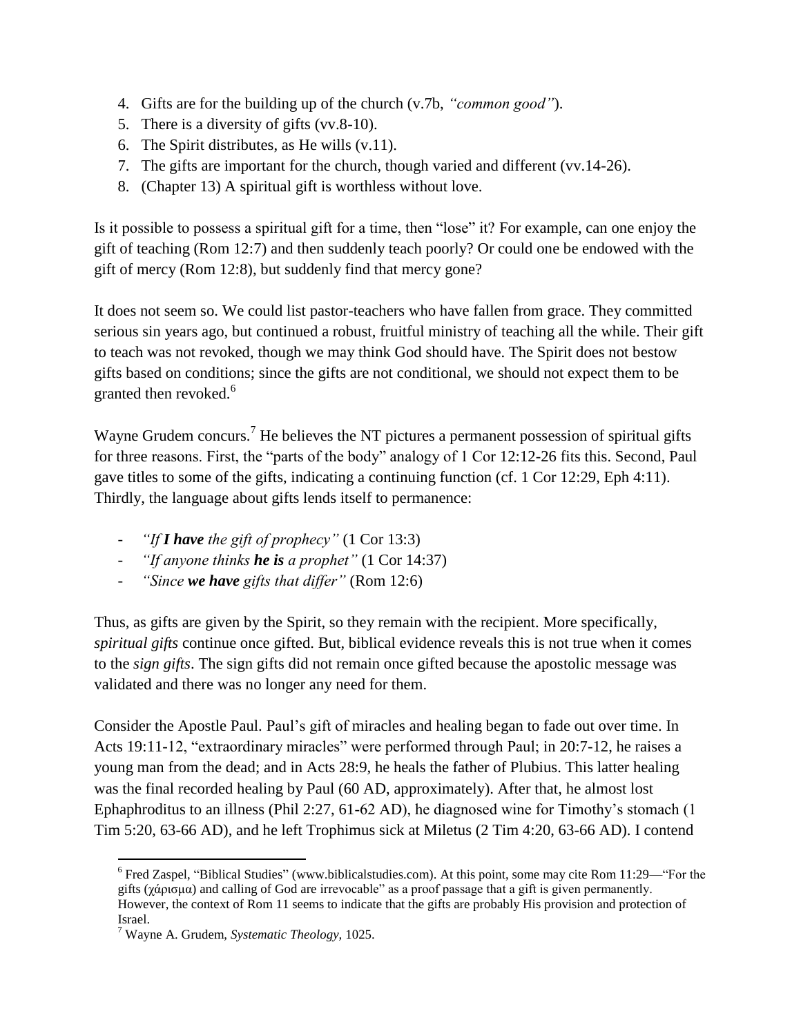4. Gifts are for the building up of the church (v.7b, *"common good"*).
5. There is a diversity of gifts (vv.8-10).
6. The Spirit distributes, as He wills (v.11).
7. The gifts are important for the church, though varied and different (vv.14-26).
8. (Chapter 13) A spiritual gift is worthless without love.

Is it possible to possess a spiritual gift for a time, then "lose" it? For example, can one enjoy the gift of teaching (Rom 12:7) and then suddenly teach poorly? Or could one be endowed with the gift of mercy (Rom 12:8), but suddenly find that mercy gone?

It does not seem so. We could list pastor-teachers who have fallen from grace. They committed serious sin years ago, but continued a robust, fruitful ministry of teaching all the while. Their gift to teach was not revoked, though we may think God should have. The Spirit does not bestow gifts based on conditions; since the gifts are not conditional, we should not expect them to be granted then revoked.[6]

Wayne Grudem concurs.[7] He believes the NT pictures a permanent possession of spiritual gifts for three reasons. First, the "parts of the body" analogy of 1 Cor 12:12-26 fits this. Second, Paul gave titles to some of the gifts, indicating a continuing function (cf. 1 Cor 12:29, Eph 4:11). Thirdly, the language about gifts lends itself to permanence:

- *"If **I have** the gift of prophecy"* (1 Cor 13:3)
- *"If anyone thinks **he is** a prophet"* (1 Cor 14:37)
- *"Since **we have** gifts that differ"* (Rom 12:6)

Thus, as gifts are given by the Spirit, so they remain with the recipient. More specifically, *spiritual gifts* continue once gifted. But, biblical evidence reveals this is not true when it comes to the *sign gifts*. The sign gifts did not remain once gifted because the apostolic message was validated and there was no longer any need for them.

Consider the Apostle Paul. Paul's gift of miracles and healing began to fade out over time. In Acts 19:11-12, "extraordinary miracles" were performed through Paul; in 20:7-12, he raises a young man from the dead; and in Acts 28:9, he heals the father of Plubius. This latter healing was the final recorded healing by Paul (60 AD, approximately). After that, he almost lost Ephaphroditus to an illness (Phil 2:27, 61-62 AD), he diagnosed wine for Timothy's stomach (1 Tim 5:20, 63-66 AD), and he left Trophimus sick at Miletus (2 Tim 4:20, 63-66 AD). I contend

---

[6] Fred Zaspel, "Biblical Studies" (www.biblicalstudies.com). At this point, some may cite Rom 11:29—"For the gifts (χάρισμα) and calling of God are irrevocable" as a proof passage that a gift is given permanently. However, the context of Rom 11 seems to indicate that the gifts are probably His provision and protection of Israel.

[7] Wayne A. Grudem, *Systematic Theology*, 1025.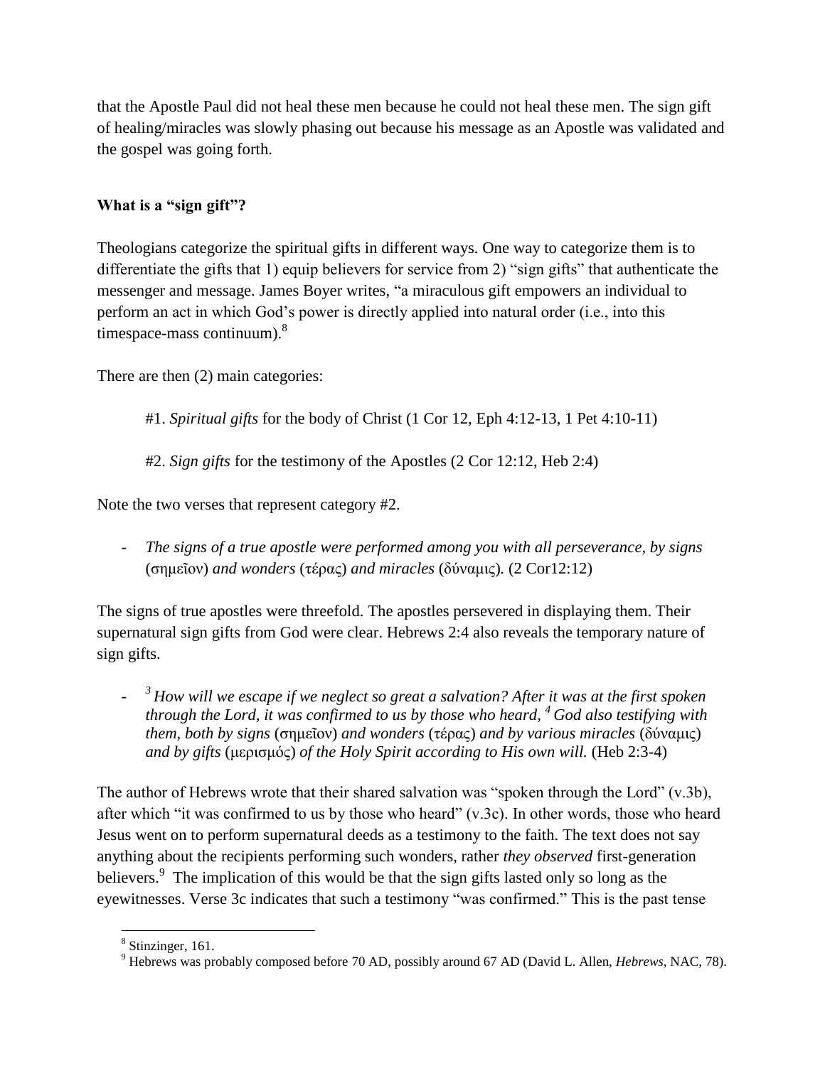that the Apostle Paul did not heal these men because he could not heal these men. The sign gift of healing/miracles was slowly phasing out because his message as an Apostle was validated and the gospel was going forth.

**What is a "sign gift"?**

Theologians categorize the spiritual gifts in different ways. One way to categorize them is to differentiate the gifts that 1) equip believers for service from 2) "sign gifts" that authenticate the messenger and message. James Boyer writes, "a miraculous gift empowers an individual to perform an act in which God's power is directly applied into natural order (i.e., into this timespace-mass continuum).[8]

There are then (2) main categories:

#1. *Spiritual gifts* for the body of Christ (1 Cor 12, Eph 4:12-13, 1 Pet 4:10-11)

#2. *Sign gifts* for the testimony of the Apostles (2 Cor 12:12, Heb 2:4)

Note the two verses that represent category #2.

- *The signs of a true apostle were performed among you with all perseverance, by signs* (σημεῖον) *and wonders* (τέρας) *and miracles* (δύναμις)*.* (2 Cor12:12)

The signs of true apostles were threefold. The apostles persevered in displaying them. Their supernatural sign gifts from God were clear. Hebrews 2:4 also reveals the temporary nature of sign gifts.

- [3] *How will we escape if we neglect so great a salvation? After it was at the first spoken through the Lord, it was confirmed to us by those who heard,* [4] *God also testifying with them, both by signs* (σημεῖον) *and wonders* (τέρας) *and by various miracles* (δύναμις) *and by gifts* (μερισμός) *of the Holy Spirit according to His own will.* (Heb 2:3-4)

The author of Hebrews wrote that their shared salvation was "spoken through the Lord" (v.3b), after which "it was confirmed to us by those who heard" (v.3c). In other words, those who heard Jesus went on to perform supernatural deeds as a testimony to the faith. The text does not say anything about the recipients performing such wonders, rather *they observed* first-generation believers.[9] The implication of this would be that the sign gifts lasted only so long as the eyewitnesses. Verse 3c indicates that such a testimony "was confirmed." This is the past tense

---

[8] Stinzinger, 161.

[9] Hebrews was probably composed before 70 AD, possibly around 67 AD (David L. Allen, *Hebrews*, NAC, 78).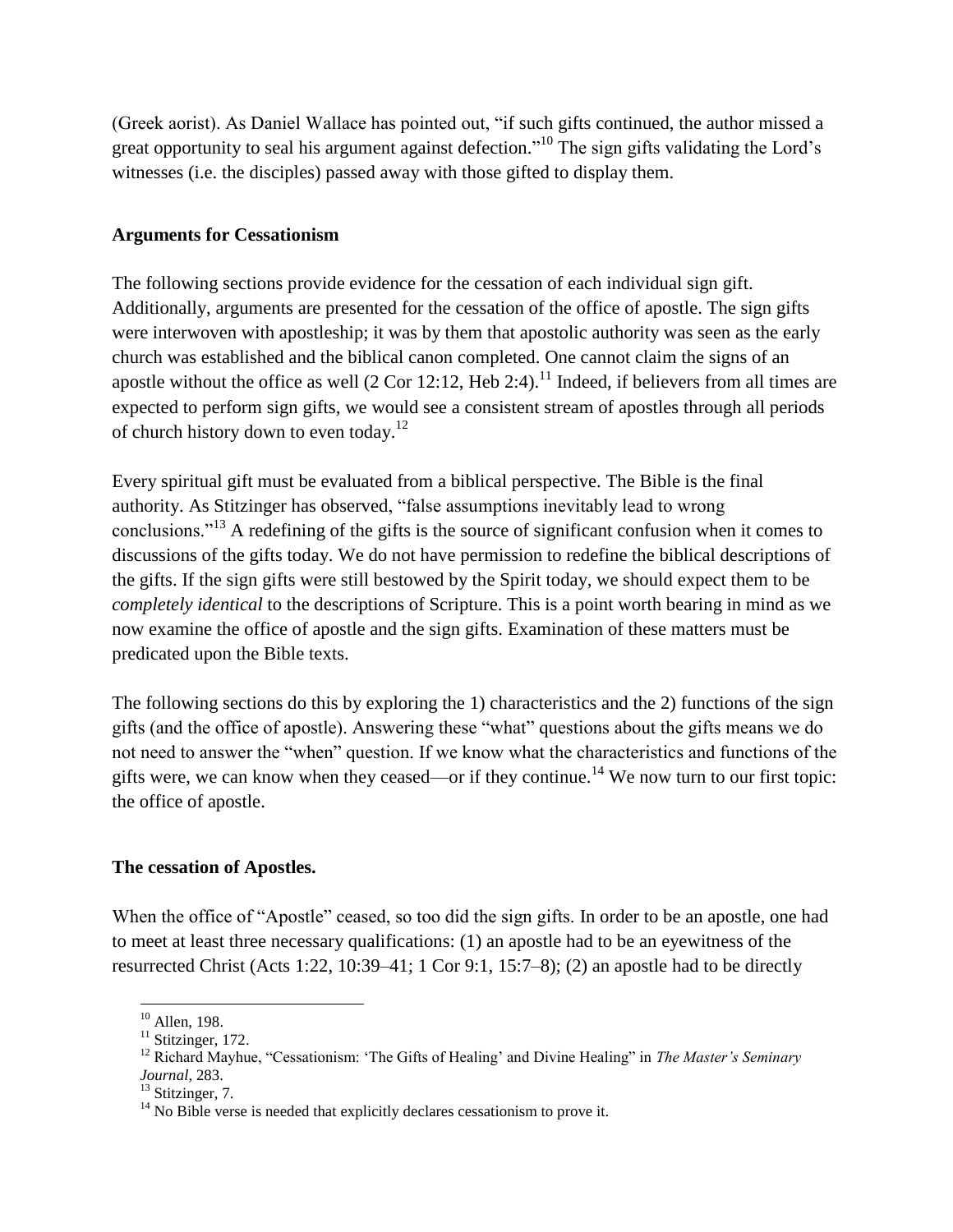(Greek aorist). As Daniel Wallace has pointed out, “if such gifts continued, the author missed a great opportunity to seal his argument against defection.”[10] The sign gifts validating the Lord’s witnesses (i.e. the disciples) passed away with those gifted to display them.

**Arguments for Cessationism**

The following sections provide evidence for the cessation of each individual sign gift. Additionally, arguments are presented for the cessation of the office of apostle. The sign gifts were interwoven with apostleship; it was by them that apostolic authority was seen as the early church was established and the biblical canon completed. One cannot claim the signs of an apostle without the office as well (2 Cor 12:12, Heb 2:4).[11] Indeed, if believers from all times are expected to perform sign gifts, we would see a consistent stream of apostles through all periods of church history down to even today.[12]

Every spiritual gift must be evaluated from a biblical perspective. The Bible is the final authority. As Stitzinger has observed, “false assumptions inevitably lead to wrong conclusions.”[13] A redefining of the gifts is the source of significant confusion when it comes to discussions of the gifts today. We do not have permission to redefine the biblical descriptions of the gifts. If the sign gifts were still bestowed by the Spirit today, we should expect them to be *completely identical* to the descriptions of Scripture. This is a point worth bearing in mind as we now examine the office of apostle and the sign gifts. Examination of these matters must be predicated upon the Bible texts.

The following sections do this by exploring the 1) characteristics and the 2) functions of the sign gifts (and the office of apostle). Answering these “what” questions about the gifts means we do not need to answer the “when” question. If we know what the characteristics and functions of the gifts were, we can know when they ceased—or if they continue.[14] We now turn to our first topic: the office of apostle.

**The cessation of Apostles.**

When the office of “Apostle” ceased, so too did the sign gifts. In order to be an apostle, one had to meet at least three necessary qualifications: (1) an apostle had to be an eyewitness of the resurrected Christ (Acts 1:22, 10:39–41; 1 Cor 9:1, 15:7–8); (2) an apostle had to be directly

---

[10] Allen, 198.

[11] Stitzinger, 172.

[12] Richard Mayhue, “Cessationism: ‘The Gifts of Healing’ and Divine Healing” in *The Master’s Seminary Journal*, 283.

[13] Stitzinger, 7.

[14] No Bible verse is needed that explicitly declares cessationism to prove it.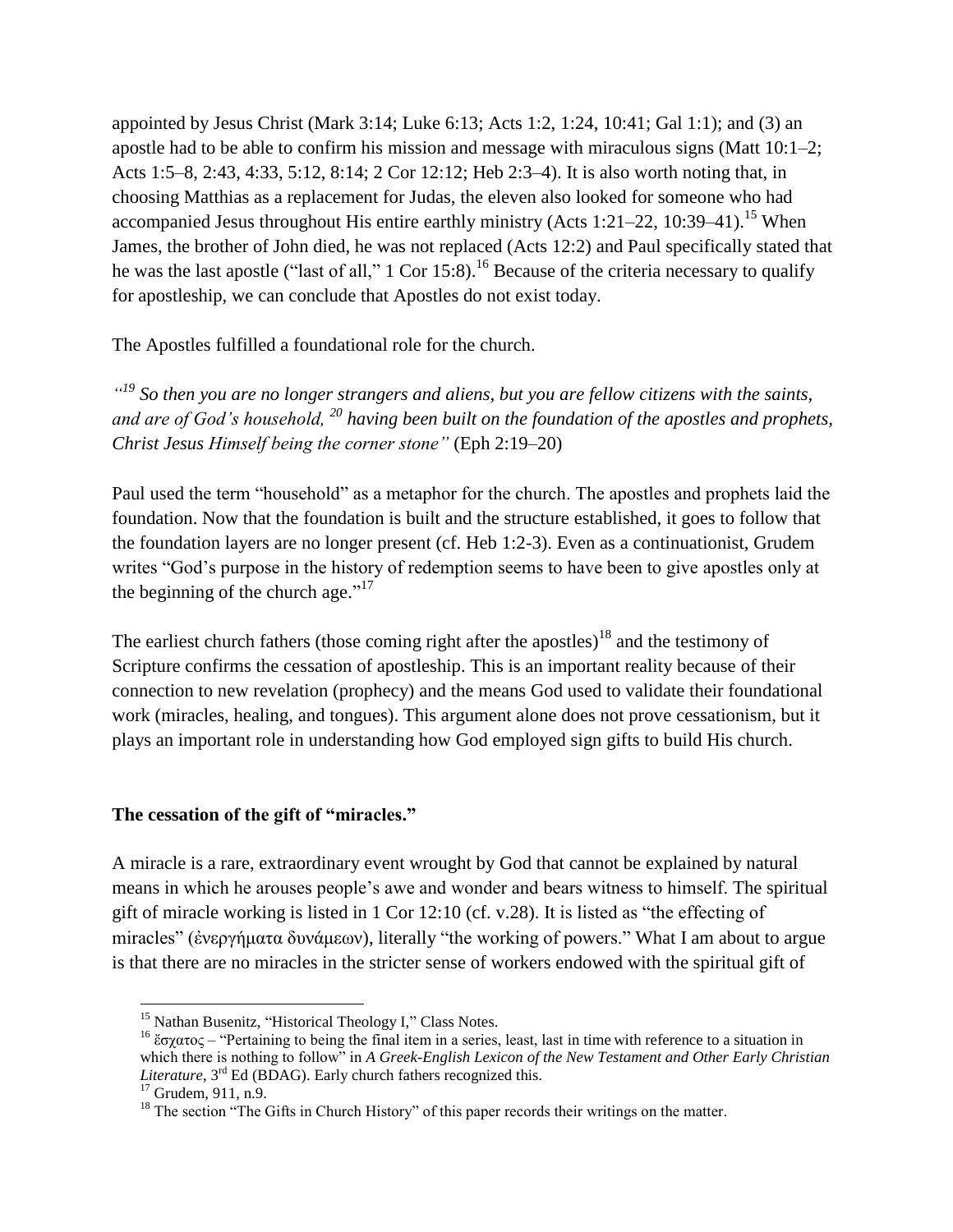appointed by Jesus Christ (Mark 3:14; Luke 6:13; Acts 1:2, 1:24, 10:41; Gal 1:1); and (3) an apostle had to be able to confirm his mission and message with miraculous signs (Matt 10:1–2; Acts 1:5–8, 2:43, 4:33, 5:12, 8:14; 2 Cor 12:12; Heb 2:3–4). It is also worth noting that, in choosing Matthias as a replacement for Judas, the eleven also looked for someone who had accompanied Jesus throughout His entire earthly ministry (Acts 1:21–22, 10:39–41).[15] When James, the brother of John died, he was not replaced (Acts 12:2) and Paul specifically stated that he was the last apostle ("last of all," 1 Cor 15:8).[16] Because of the criteria necessary to qualify for apostleship, we can conclude that Apostles do not exist today.

The Apostles fulfilled a foundational role for the church.

*"[19] So then you are no longer strangers and aliens, but you are fellow citizens with the saints, and are of God's household, [20] having been built on the foundation of the apostles and prophets, Christ Jesus Himself being the corner stone"* (Eph 2:19–20)

Paul used the term "household" as a metaphor for the church. The apostles and prophets laid the foundation. Now that the foundation is built and the structure established, it goes to follow that the foundation layers are no longer present (cf. Heb 1:2-3). Even as a continuationist, Grudem writes "God's purpose in the history of redemption seems to have been to give apostles only at the beginning of the church age."[17]

The earliest church fathers (those coming right after the apostles)[18] and the testimony of Scripture confirms the cessation of apostleship. This is an important reality because of their connection to new revelation (prophecy) and the means God used to validate their foundational work (miracles, healing, and tongues). This argument alone does not prove cessationism, but it plays an important role in understanding how God employed sign gifts to build His church.

**The cessation of the gift of "miracles."**

A miracle is a rare, extraordinary event wrought by God that cannot be explained by natural means in which he arouses people's awe and wonder and bears witness to himself. The spiritual gift of miracle working is listed in 1 Cor 12:10 (cf. v.28). It is listed as "the effecting of miracles" (ἐνεργήματα δυνάμεων), literally "the working of powers." What I am about to argue is that there are no miracles in the stricter sense of workers endowed with the spiritual gift of

---

[15] Nathan Busenitz, "Historical Theology I," Class Notes.

[16] ἔσχατος – "Pertaining to being the final item in a series, least, last in time with reference to a situation in which there is nothing to follow" in *A Greek-English Lexicon of the New Testament and Other Early Christian Literature*, 3rd Ed (BDAG). Early church fathers recognized this.

[17] Grudem, 911, n.9.

[18] The section "The Gifts in Church History" of this paper records their writings on the matter.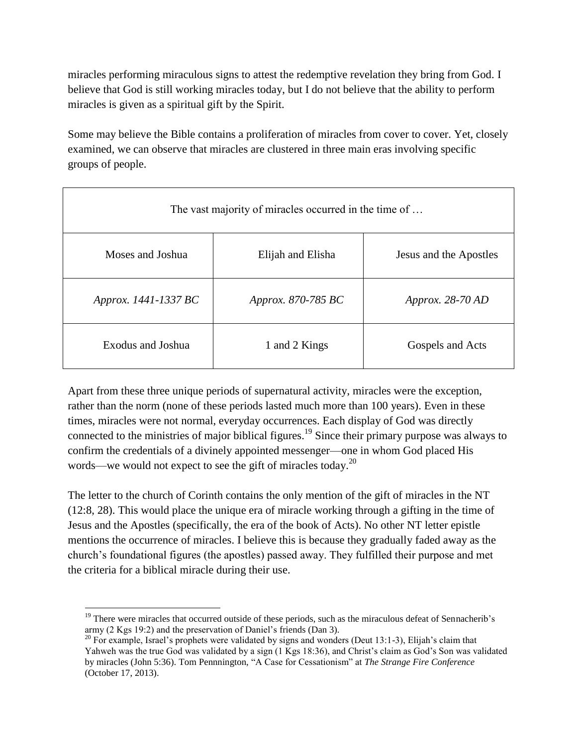miracles performing miraculous signs to attest the redemptive revelation they bring from God. I believe that God is still working miracles today, but I do not believe that the ability to perform miracles is given as a spiritual gift by the Spirit.

Some may believe the Bible contains a proliferation of miracles from cover to cover. Yet, closely examined, we can observe that miracles are clustered in three main eras involving specific groups of people.

| The vast majority of miracles occurred in the time of … | | |
|---|---|---|
| Moses and Joshua | Elijah and Elisha | Jesus and the Apostles |
| *Approx. 1441-1337 BC* | *Approx. 870-785 BC* | *Approx. 28-70 AD* |
| Exodus and Joshua | 1 and 2 Kings | Gospels and Acts |

Apart from these three unique periods of supernatural activity, miracles were the exception, rather than the norm (none of these periods lasted much more than 100 years). Even in these times, miracles were not normal, everyday occurrences. Each display of God was directly connected to the ministries of major biblical figures.[19] Since their primary purpose was always to confirm the credentials of a divinely appointed messenger—one in whom God placed His words—we would not expect to see the gift of miracles today.[20]

The letter to the church of Corinth contains the only mention of the gift of miracles in the NT (12:8, 28). This would place the unique era of miracle working through a gifting in the time of Jesus and the Apostles (specifically, the era of the book of Acts). No other NT letter epistle mentions the occurrence of miracles. I believe this is because they gradually faded away as the church's foundational figures (the apostles) passed away. They fulfilled their purpose and met the criteria for a biblical miracle during their use.

[19] There were miracles that occurred outside of these periods, such as the miraculous defeat of Sennacherib's army (2 Kgs 19:2) and the preservation of Daniel's friends (Dan 3).

[20] For example, Israel's prophets were validated by signs and wonders (Deut 13:1-3), Elijah's claim that Yahweh was the true God was validated by a sign (1 Kgs 18:36), and Christ's claim as God's Son was validated by miracles (John 5:36). Tom Pennnington, "A Case for Cessationism" at *The Strange Fire Conference* (October 17, 2013).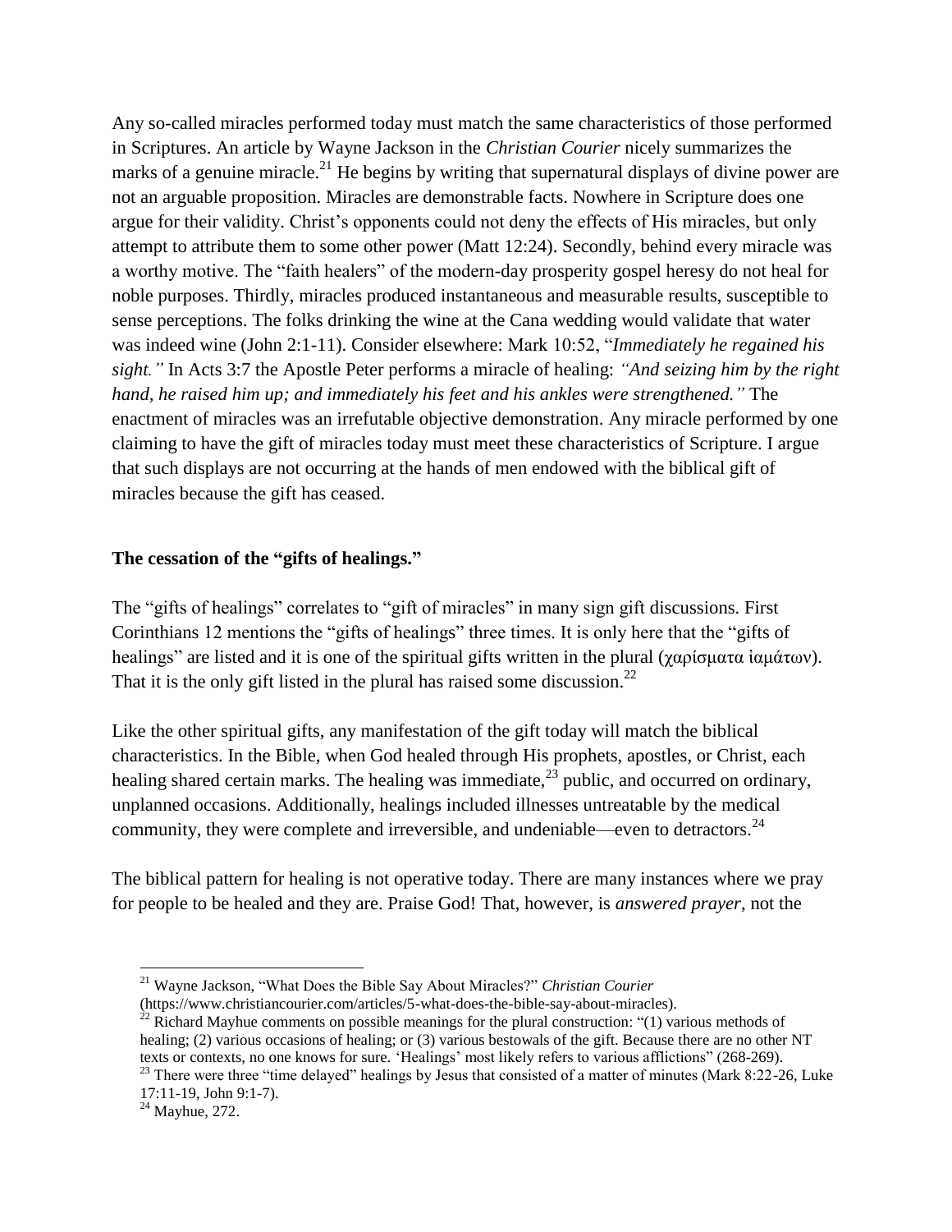Any so-called miracles performed today must match the same characteristics of those performed in Scriptures. An article by Wayne Jackson in the *Christian Courier* nicely summarizes the marks of a genuine miracle.[21] He begins by writing that supernatural displays of divine power are not an arguable proposition. Miracles are demonstrable facts. Nowhere in Scripture does one argue for their validity. Christ's opponents could not deny the effects of His miracles, but only attempt to attribute them to some other power (Matt 12:24). Secondly, behind every miracle was a worthy motive. The "faith healers" of the modern-day prosperity gospel heresy do not heal for noble purposes. Thirdly, miracles produced instantaneous and measurable results, susceptible to sense perceptions. The folks drinking the wine at the Cana wedding would validate that water was indeed wine (John 2:1-11). Consider elsewhere: Mark 10:52, "*Immediately he regained his sight.*" In Acts 3:7 the Apostle Peter performs a miracle of healing: *"And seizing him by the right hand, he raised him up; and immediately his feet and his ankles were strengthened."* The enactment of miracles was an irrefutable objective demonstration. Any miracle performed by one claiming to have the gift of miracles today must meet these characteristics of Scripture. I argue that such displays are not occurring at the hands of men endowed with the biblical gift of miracles because the gift has ceased.

**The cessation of the "gifts of healings."**

The "gifts of healings" correlates to "gift of miracles" in many sign gift discussions. First Corinthians 12 mentions the "gifts of healings" three times. It is only here that the "gifts of healings" are listed and it is one of the spiritual gifts written in the plural (χαρίσματα ἰαμάτων). That it is the only gift listed in the plural has raised some discussion.[22]

Like the other spiritual gifts, any manifestation of the gift today will match the biblical characteristics. In the Bible, when God healed through His prophets, apostles, or Christ, each healing shared certain marks. The healing was immediate,[23] public, and occurred on ordinary, unplanned occasions. Additionally, healings included illnesses untreatable by the medical community, they were complete and irreversible, and undeniable—even to detractors.[24]

The biblical pattern for healing is not operative today. There are many instances where we pray for people to be healed and they are. Praise God! That, however, is *answered prayer*, not the

---

[21] Wayne Jackson, "What Does the Bible Say About Miracles?" *Christian Courier* (https://www.christiancourier.com/articles/5-what-does-the-bible-say-about-miracles).

[22] Richard Mayhue comments on possible meanings for the plural construction: "(1) various methods of healing; (2) various occasions of healing; or (3) various bestowals of the gift. Because there are no other NT texts or contexts, no one knows for sure. 'Healings' most likely refers to various afflictions" (268-269).

[23] There were three "time delayed" healings by Jesus that consisted of a matter of minutes (Mark 8:22-26, Luke 17:11-19, John 9:1-7).

[24] Mayhue, 272.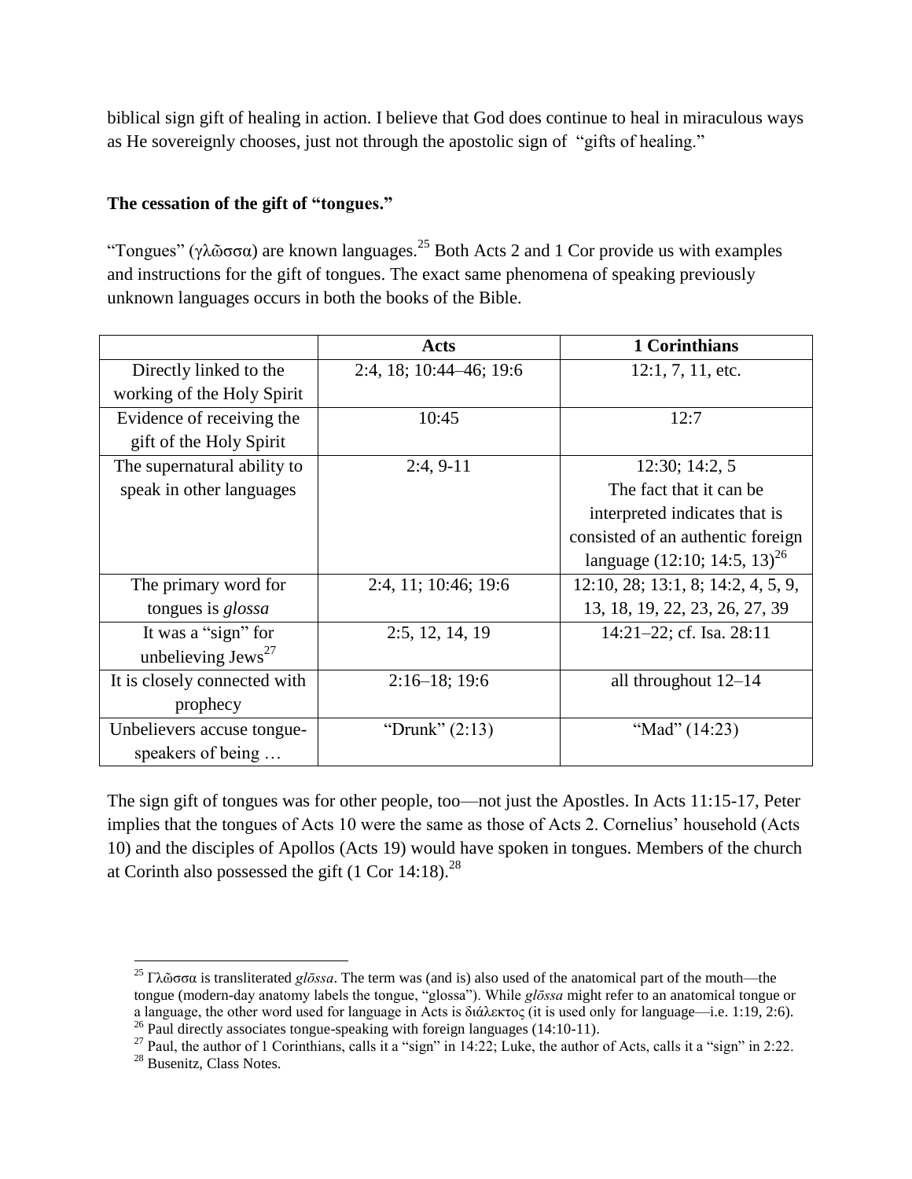biblical sign gift of healing in action. I believe that God does continue to heal in miraculous ways as He sovereignly chooses, just not through the apostolic sign of "gifts of healing."

**The cessation of the gift of "tongues."**

"Tongues" (γλῶσσα) are known languages.[25] Both Acts 2 and 1 Cor provide us with examples and instructions for the gift of tongues. The exact same phenomena of speaking previously unknown languages occurs in both the books of the Bible.

| | Acts | 1 Corinthians |
|---|---|---|
| Directly linked to the working of the Holy Spirit | 2:4, 18; 10:44–46; 19:6 | 12:1, 7, 11, etc. |
| Evidence of receiving the gift of the Holy Spirit | 10:45 | 12:7 |
| The supernatural ability to speak in other languages | 2:4, 9-11 | 12:30; 14:2, 5 The fact that it can be interpreted indicates that is consisted of an authentic foreign language (12:10; 14:5, 13)[26] |
| The primary word for tongues is *glossa* | 2:4, 11; 10:46; 19:6 | 12:10, 28; 13:1, 8; 14:2, 4, 5, 9, 13, 18, 19, 22, 23, 26, 27, 39 |
| It was a "sign" for unbelieving Jews[27] | 2:5, 12, 14, 19 | 14:21–22; cf. Isa. 28:11 |
| It is closely connected with prophecy | 2:16–18; 19:6 | all throughout 12–14 |
| Unbelievers accuse tongue-speakers of being … | "Drunk" (2:13) | "Mad" (14:23) |

The sign gift of tongues was for other people, too—not just the Apostles. In Acts 11:15-17, Peter implies that the tongues of Acts 10 were the same as those of Acts 2. Cornelius' household (Acts 10) and the disciples of Apollos (Acts 19) would have spoken in tongues. Members of the church at Corinth also possessed the gift (1 Cor 14:18).[28]

---

[25] Γλῶσσα is transliterated *glōssa*. The term was (and is) also used of the anatomical part of the mouth—the tongue (modern-day anatomy labels the tongue, "glossa"). While *glōssa* might refer to an anatomical tongue or a language, the other word used for language in Acts is διάλεκτος (it is used only for language—i.e. 1:19, 2:6).

[26] Paul directly associates tongue-speaking with foreign languages (14:10-11).

[27] Paul, the author of 1 Corinthians, calls it a "sign" in 14:22; Luke, the author of Acts, calls it a "sign" in 2:22.

[28] Busenitz, Class Notes.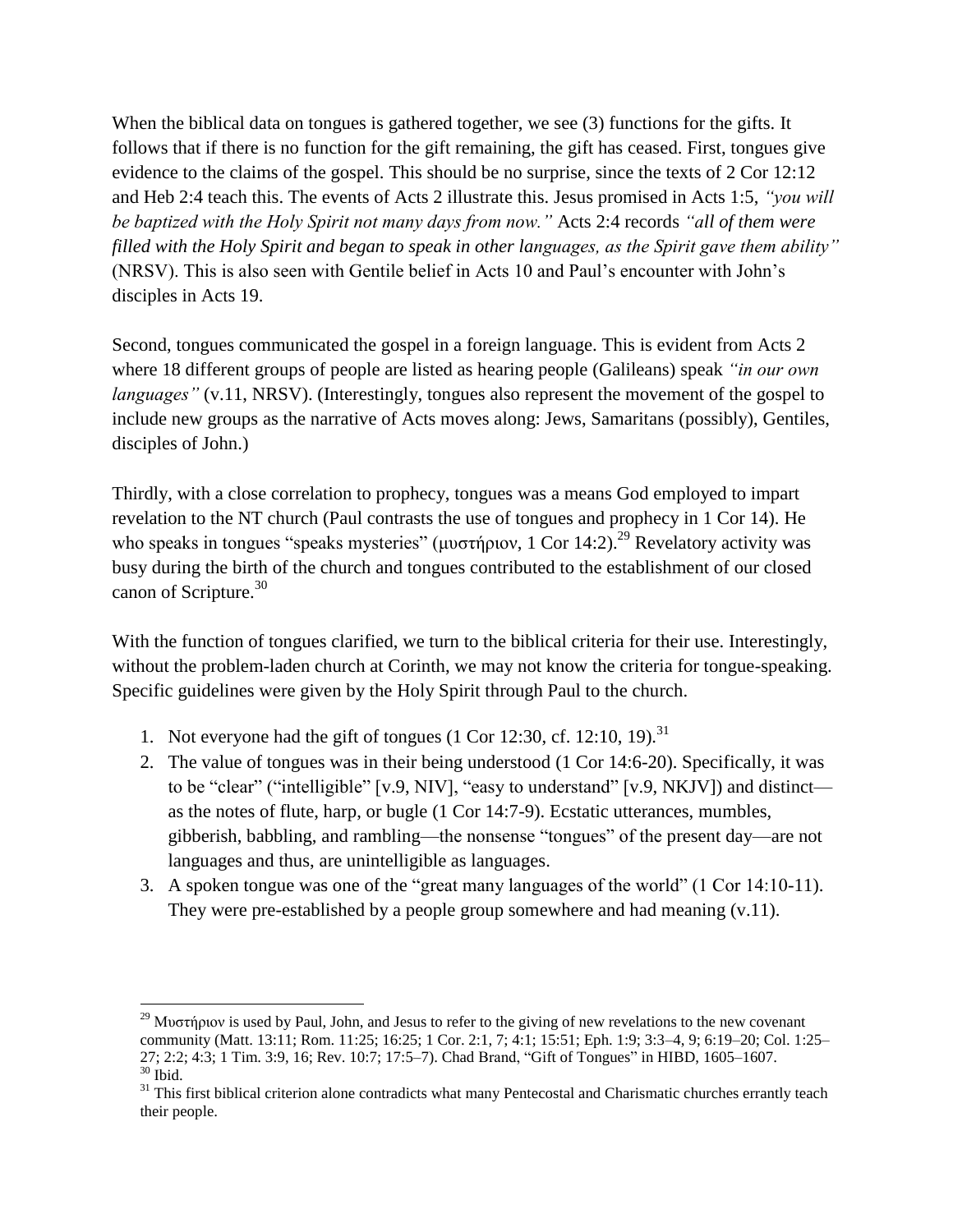When the biblical data on tongues is gathered together, we see (3) functions for the gifts. It follows that if there is no function for the gift remaining, the gift has ceased. First, tongues give evidence to the claims of the gospel. This should be no surprise, since the texts of 2 Cor 12:12 and Heb 2:4 teach this. The events of Acts 2 illustrate this. Jesus promised in Acts 1:5, *"you will be baptized with the Holy Spirit not many days from now."* Acts 2:4 records *"all of them were filled with the Holy Spirit and began to speak in other languages, as the Spirit gave them ability"* (NRSV). This is also seen with Gentile belief in Acts 10 and Paul's encounter with John's disciples in Acts 19.

Second, tongues communicated the gospel in a foreign language. This is evident from Acts 2 where 18 different groups of people are listed as hearing people (Galileans) speak *"in our own languages"* (v.11, NRSV). (Interestingly, tongues also represent the movement of the gospel to include new groups as the narrative of Acts moves along: Jews, Samaritans (possibly), Gentiles, disciples of John.)

Thirdly, with a close correlation to prophecy, tongues was a means God employed to impart revelation to the NT church (Paul contrasts the use of tongues and prophecy in 1 Cor 14). He who speaks in tongues "speaks mysteries" (μυστήριον, 1 Cor 14:2).[29] Revelatory activity was busy during the birth of the church and tongues contributed to the establishment of our closed canon of Scripture.[30]

With the function of tongues clarified, we turn to the biblical criteria for their use. Interestingly, without the problem-laden church at Corinth, we may not know the criteria for tongue-speaking. Specific guidelines were given by the Holy Spirit through Paul to the church.

1. Not everyone had the gift of tongues (1 Cor 12:30, cf. 12:10, 19).[31]
2. The value of tongues was in their being understood (1 Cor 14:6-20). Specifically, it was to be "clear" ("intelligible" [v.9, NIV], "easy to understand" [v.9, NKJV]) and distinct—as the notes of flute, harp, or bugle (1 Cor 14:7-9). Ecstatic utterances, mumbles, gibberish, babbling, and rambling—the nonsense "tongues" of the present day—are not languages and thus, are unintelligible as languages.
3. A spoken tongue was one of the "great many languages of the world" (1 Cor 14:10-11). They were pre-established by a people group somewhere and had meaning (v.11).

---

[29] Μυστήριον is used by Paul, John, and Jesus to refer to the giving of new revelations to the new covenant community (Matt. 13:11; Rom. 11:25; 16:25; 1 Cor. 2:1, 7; 4:1; 15:51; Eph. 1:9; 3:3–4, 9; 6:19–20; Col. 1:25–27; 2:2; 4:3; 1 Tim. 3:9, 16; Rev. 10:7; 17:5–7). Chad Brand, "Gift of Tongues" in HIBD, 1605–1607.

[30] Ibid.

[31] This first biblical criterion alone contradicts what many Pentecostal and Charismatic churches errantly teach their people.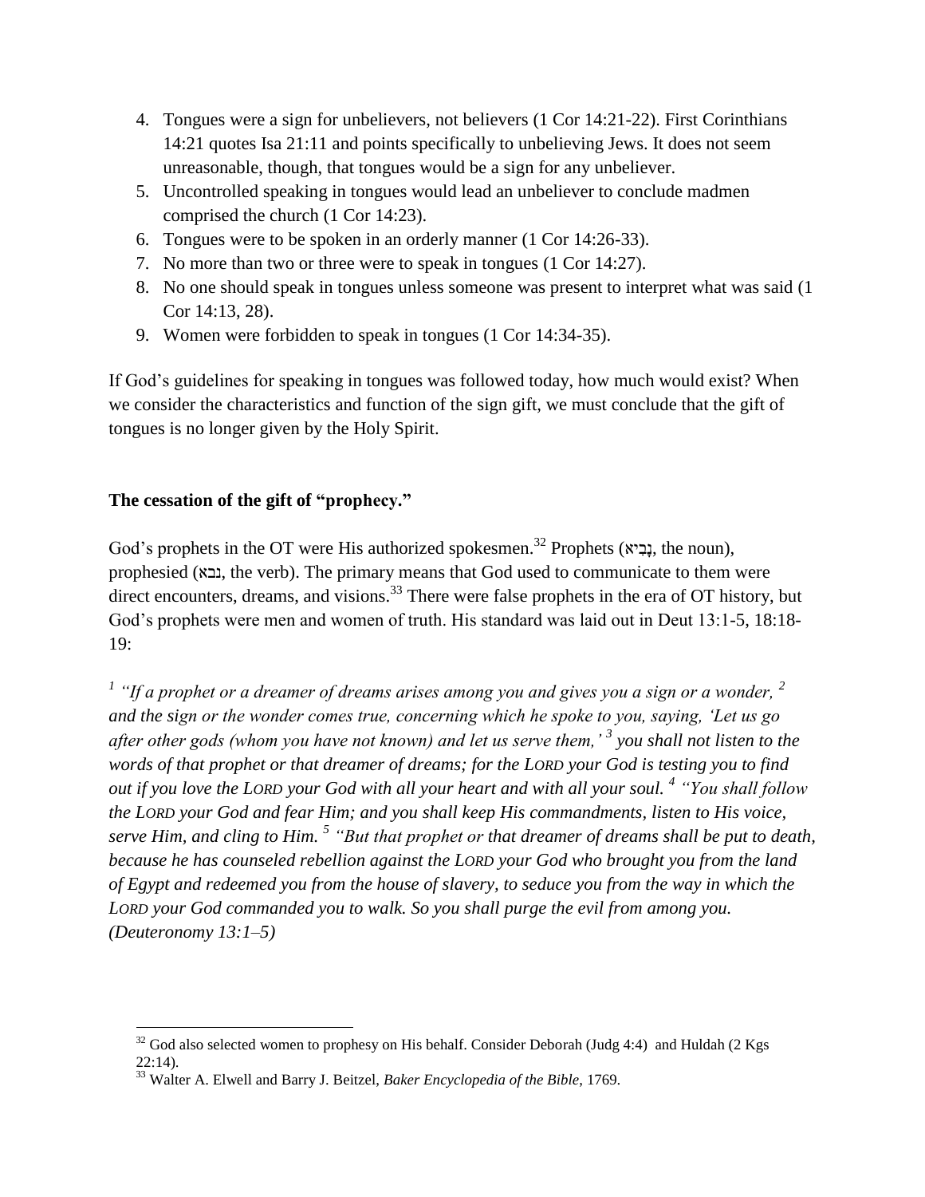4. Tongues were a sign for unbelievers, not believers (1 Cor 14:21-22). First Corinthians 14:21 quotes Isa 21:11 and points specifically to unbelieving Jews. It does not seem unreasonable, though, that tongues would be a sign for any unbeliever.
5. Uncontrolled speaking in tongues would lead an unbeliever to conclude madmen comprised the church (1 Cor 14:23).
6. Tongues were to be spoken in an orderly manner (1 Cor 14:26-33).
7. No more than two or three were to speak in tongues (1 Cor 14:27).
8. No one should speak in tongues unless someone was present to interpret what was said (1 Cor 14:13, 28).
9. Women were forbidden to speak in tongues (1 Cor 14:34-35).

If God's guidelines for speaking in tongues was followed today, how much would exist? When we consider the characteristics and function of the sign gift, we must conclude that the gift of tongues is no longer given by the Holy Spirit.

**The cessation of the gift of "prophecy."**

God's prophets in the OT were His authorized spokesmen.[32] Prophets (נָבִיא, the noun), prophesied (נבא, the verb). The primary means that God used to communicate to them were direct encounters, dreams, and visions.[33] There were false prophets in the era of OT history, but God's prophets were men and women of truth. His standard was laid out in Deut 13:1-5, 18:18-19:

*[1] "If a prophet or a dreamer of dreams arises among you and gives you a sign or a wonder, [2] and the sign or the wonder comes true, concerning which he spoke to you, saying, 'Let us go after other gods (whom you have not known) and let us serve them,' [3] you shall not listen to the words of that prophet or that dreamer of dreams; for the LORD your God is testing you to find out if you love the LORD your God with all your heart and with all your soul. [4] "You shall follow the LORD your God and fear Him; and you shall keep His commandments, listen to His voice, serve Him, and cling to Him. [5] "But that prophet or that dreamer of dreams shall be put to death, because he has counseled rebellion against the LORD your God who brought you from the land of Egypt and redeemed you from the house of slavery, to seduce you from the way in which the LORD your God commanded you to walk. So you shall purge the evil from among you. (Deuteronomy 13:1–5)*

---

[32] God also selected women to prophesy on His behalf. Consider Deborah (Judg 4:4) and Huldah (2 Kgs 22:14).

[33] Walter A. Elwell and Barry J. Beitzel, *Baker Encyclopedia of the Bible*, 1769.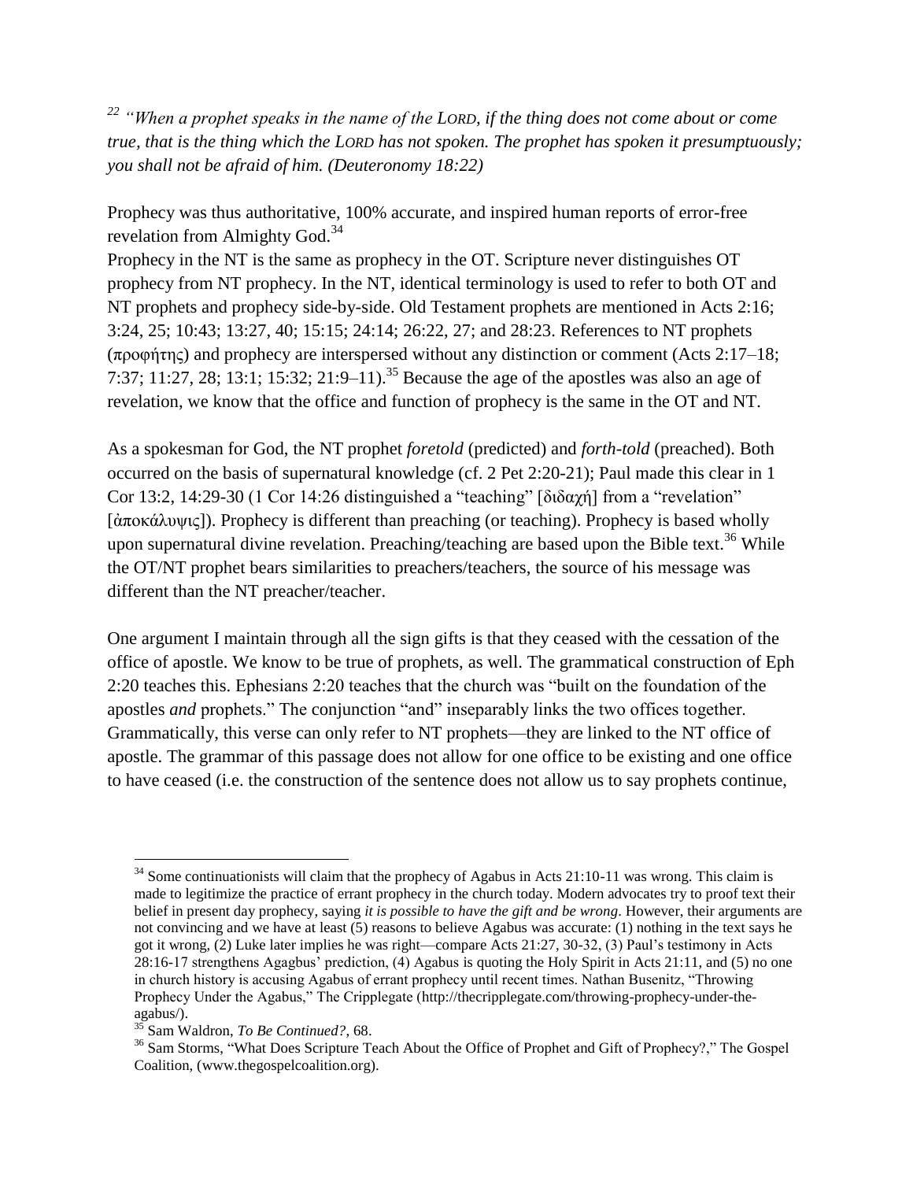*[22] "When a prophet speaks in the name of the LORD, if the thing does not come about or come true, that is the thing which the LORD has not spoken. The prophet has spoken it presumptuously; you shall not be afraid of him. (Deuteronomy 18:22)*

Prophecy was thus authoritative, 100% accurate, and inspired human reports of error-free revelation from Almighty God.[34]

Prophecy in the NT is the same as prophecy in the OT. Scripture never distinguishes OT prophecy from NT prophecy. In the NT, identical terminology is used to refer to both OT and NT prophets and prophecy side-by-side. Old Testament prophets are mentioned in Acts 2:16; 3:24, 25; 10:43; 13:27, 40; 15:15; 24:14; 26:22, 27; and 28:23. References to NT prophets (προφήτης) and prophecy are interspersed without any distinction or comment (Acts 2:17–18; 7:37; 11:27, 28; 13:1; 15:32; 21:9–11).[35] Because the age of the apostles was also an age of revelation, we know that the office and function of prophecy is the same in the OT and NT.

As a spokesman for God, the NT prophet *foretold* (predicted) and *forth-told* (preached). Both occurred on the basis of supernatural knowledge (cf. 2 Pet 2:20-21); Paul made this clear in 1 Cor 13:2, 14:29-30 (1 Cor 14:26 distinguished a "teaching" [διδαχή] from a "revelation" [ἀποκάλυψις]). Prophecy is different than preaching (or teaching). Prophecy is based wholly upon supernatural divine revelation. Preaching/teaching are based upon the Bible text.[36] While the OT/NT prophet bears similarities to preachers/teachers, the source of his message was different than the NT preacher/teacher.

One argument I maintain through all the sign gifts is that they ceased with the cessation of the office of apostle. We know to be true of prophets, as well. The grammatical construction of Eph 2:20 teaches this. Ephesians 2:20 teaches that the church was "built on the foundation of the apostles *and* prophets." The conjunction "and" inseparably links the two offices together. Grammatically, this verse can only refer to NT prophets—they are linked to the NT office of apostle. The grammar of this passage does not allow for one office to be existing and one office to have ceased (i.e. the construction of the sentence does not allow us to say prophets continue,

---

[34] Some continuationists will claim that the prophecy of Agabus in Acts 21:10-11 was wrong. This claim is made to legitimize the practice of errant prophecy in the church today. Modern advocates try to proof text their belief in present day prophecy, saying *it is possible to have the gift and be wrong*. However, their arguments are not convincing and we have at least (5) reasons to believe Agabus was accurate: (1) nothing in the text says he got it wrong, (2) Luke later implies he was right—compare Acts 21:27, 30-32, (3) Paul's testimony in Acts 28:16-17 strengthens Agagbus' prediction, (4) Agabus is quoting the Holy Spirit in Acts 21:11, and (5) no one in church history is accusing Agabus of errant prophecy until recent times. Nathan Busenitz, "Throwing Prophecy Under the Agabus," The Cripplegate (http://thecripplegate.com/throwing-prophecy-under-the-agabus/).

[35] Sam Waldron, *To Be Continued?*, 68.

[36] Sam Storms, "What Does Scripture Teach About the Office of Prophet and Gift of Prophecy?," The Gospel Coalition, (www.thegospelcoalition.org).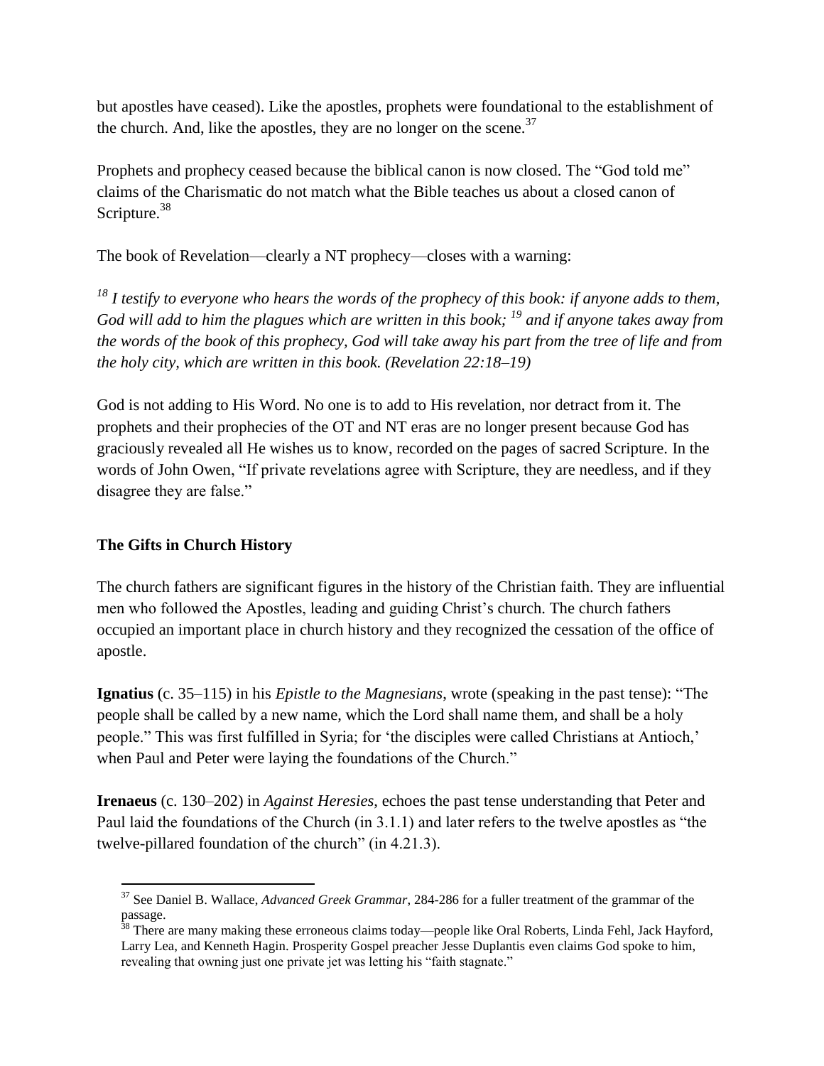but apostles have ceased). Like the apostles, prophets were foundational to the establishment of the church. And, like the apostles, they are no longer on the scene.[37]

Prophets and prophecy ceased because the biblical canon is now closed. The "God told me" claims of the Charismatic do not match what the Bible teaches us about a closed canon of Scripture.[38]

The book of Revelation—clearly a NT prophecy—closes with a warning:

*[18] I testify to everyone who hears the words of the prophecy of this book: if anyone adds to them, God will add to him the plagues which are written in this book; [19] and if anyone takes away from the words of the book of this prophecy, God will take away his part from the tree of life and from the holy city, which are written in this book. (Revelation 22:18–19)*

God is not adding to His Word. No one is to add to His revelation, nor detract from it. The prophets and their prophecies of the OT and NT eras are no longer present because God has graciously revealed all He wishes us to know, recorded on the pages of sacred Scripture. In the words of John Owen, "If private revelations agree with Scripture, they are needless, and if they disagree they are false."

**The Gifts in Church History**

The church fathers are significant figures in the history of the Christian faith. They are influential men who followed the Apostles, leading and guiding Christ's church. The church fathers occupied an important place in church history and they recognized the cessation of the office of apostle.

**Ignatius** (c. 35–115) in his *Epistle to the Magnesians*, wrote (speaking in the past tense): "The people shall be called by a new name, which the Lord shall name them, and shall be a holy people." This was first fulfilled in Syria; for 'the disciples were called Christians at Antioch,' when Paul and Peter were laying the foundations of the Church."

**Irenaeus** (c. 130–202) in *Against Heresies*, echoes the past tense understanding that Peter and Paul laid the foundations of the Church (in 3.1.1) and later refers to the twelve apostles as "the twelve-pillared foundation of the church" (in 4.21.3).

---

[37] See Daniel B. Wallace, *Advanced Greek Grammar*, 284-286 for a fuller treatment of the grammar of the passage.

[38] There are many making these erroneous claims today—people like Oral Roberts, Linda Fehl, Jack Hayford, Larry Lea, and Kenneth Hagin. Prosperity Gospel preacher Jesse Duplantis even claims God spoke to him, revealing that owning just one private jet was letting his "faith stagnate."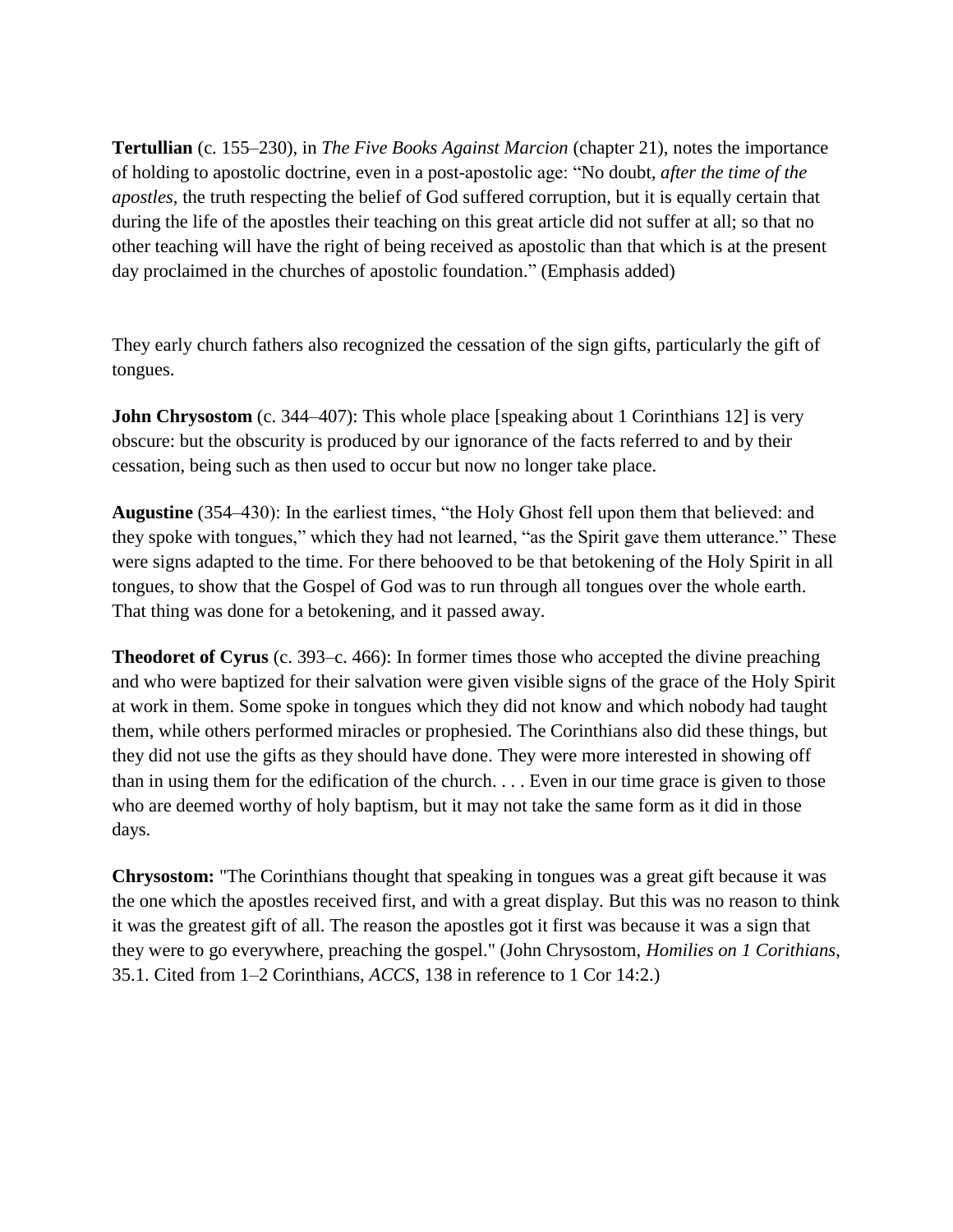**Tertullian** (c. 155–230), in *The Five Books Against Marcion* (chapter 21), notes the importance of holding to apostolic doctrine, even in a post-apostolic age: “No doubt, *after the time of the apostles*, the truth respecting the belief of God suffered corruption, but it is equally certain that during the life of the apostles their teaching on this great article did not suffer at all; so that no other teaching will have the right of being received as apostolic than that which is at the present day proclaimed in the churches of apostolic foundation.” (Emphasis added)

They early church fathers also recognized the cessation of the sign gifts, particularly the gift of tongues.

**John Chrysostom** (c. 344–407): This whole place [speaking about 1 Corinthians 12] is very obscure: but the obscurity is produced by our ignorance of the facts referred to and by their cessation, being such as then used to occur but now no longer take place.

**Augustine** (354–430): In the earliest times, “the Holy Ghost fell upon them that believed: and they spoke with tongues,” which they had not learned, “as the Spirit gave them utterance.” These were signs adapted to the time. For there behooved to be that betokening of the Holy Spirit in all tongues, to show that the Gospel of God was to run through all tongues over the whole earth. That thing was done for a betokening, and it passed away.

**Theodoret of Cyrus** (c. 393–c. 466): In former times those who accepted the divine preaching and who were baptized for their salvation were given visible signs of the grace of the Holy Spirit at work in them. Some spoke in tongues which they did not know and which nobody had taught them, while others performed miracles or prophesied. The Corinthians also did these things, but they did not use the gifts as they should have done. They were more interested in showing off than in using them for the edification of the church. . . . Even in our time grace is given to those who are deemed worthy of holy baptism, but it may not take the same form as it did in those days.

**Chrysostom:** "The Corinthians thought that speaking in tongues was a great gift because it was the one which the apostles received first, and with a great display. But this was no reason to think it was the greatest gift of all. The reason the apostles got it first was because it was a sign that they were to go everywhere, preaching the gospel." (John Chrysostom, *Homilies on 1 Corithians*, 35.1. Cited from 1–2 Corinthians, *ACCS*, 138 in reference to 1 Cor 14:2.)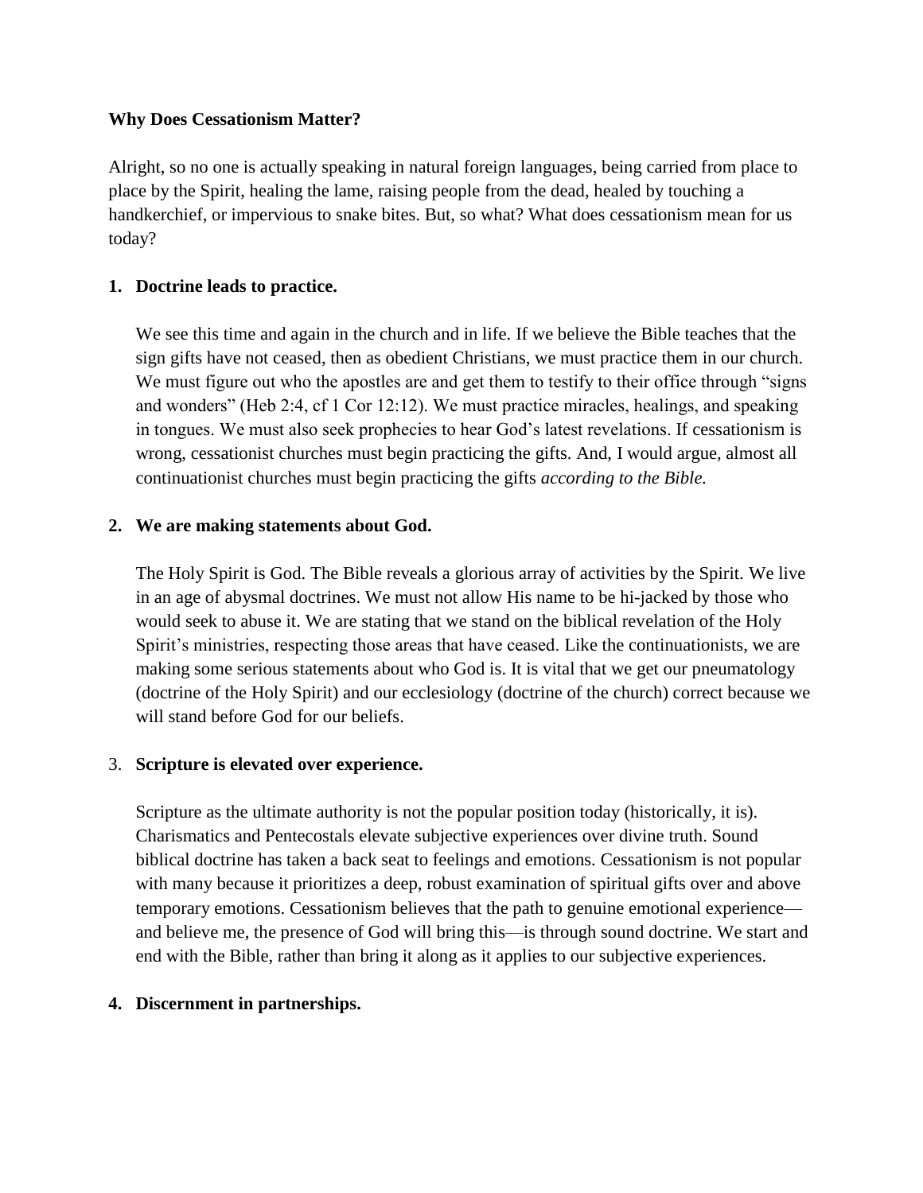**Why Does Cessationism Matter?**

Alright, so no one is actually speaking in natural foreign languages, being carried from place to place by the Spirit, healing the lame, raising people from the dead, healed by touching a handkerchief, or impervious to snake bites. But, so what? What does cessationism mean for us today?

1. **Doctrine leads to practice.**

   We see this time and again in the church and in life. If we believe the Bible teaches that the sign gifts have not ceased, then as obedient Christians, we must practice them in our church. We must figure out who the apostles are and get them to testify to their office through "signs and wonders" (Heb 2:4, cf 1 Cor 12:12). We must practice miracles, healings, and speaking in tongues. We must also seek prophecies to hear God's latest revelations. If cessationism is wrong, cessationist churches must begin practicing the gifts. And, I would argue, almost all continuationist churches must begin practicing the gifts *according to the Bible.*

2. **We are making statements about God.**

   The Holy Spirit is God. The Bible reveals a glorious array of activities by the Spirit. We live in an age of abysmal doctrines. We must not allow His name to be hi-jacked by those who would seek to abuse it. We are stating that we stand on the biblical revelation of the Holy Spirit's ministries, respecting those areas that have ceased. Like the continuationists, we are making some serious statements about who God is. It is vital that we get our pneumatology (doctrine of the Holy Spirit) and our ecclesiology (doctrine of the church) correct because we will stand before God for our beliefs.

3. **Scripture is elevated over experience.**

   Scripture as the ultimate authority is not the popular position today (historically, it is). Charismatics and Pentecostals elevate subjective experiences over divine truth. Sound biblical doctrine has taken a back seat to feelings and emotions. Cessationism is not popular with many because it prioritizes a deep, robust examination of spiritual gifts over and above temporary emotions. Cessationism believes that the path to genuine emotional experience—and believe me, the presence of God will bring this—is through sound doctrine. We start and end with the Bible, rather than bring it along as it applies to our subjective experiences.

4. **Discernment in partnerships.**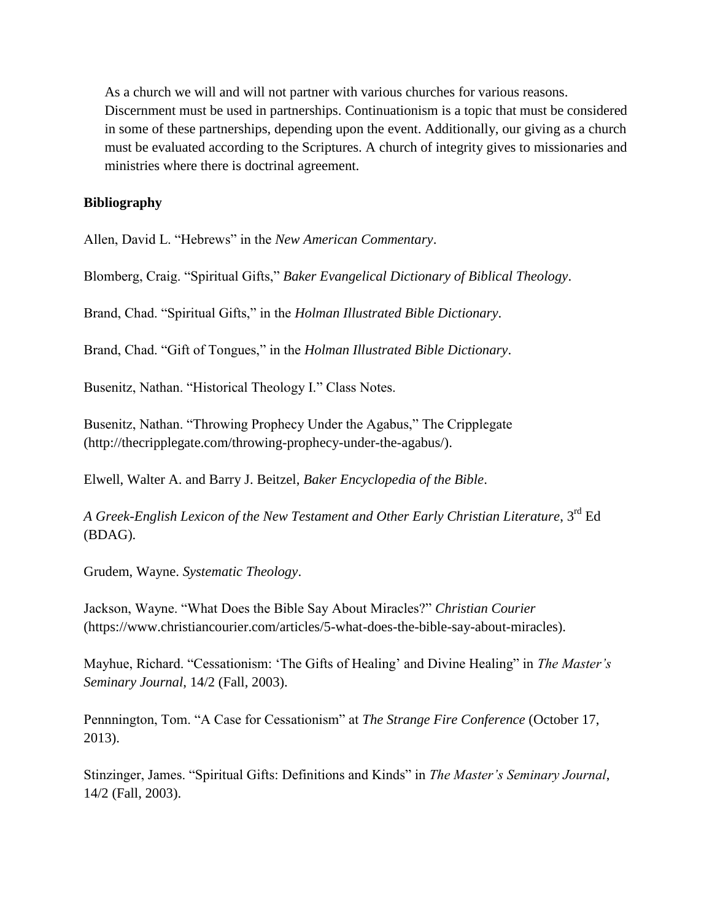As a church we will and will not partner with various churches for various reasons. Discernment must be used in partnerships. Continuationism is a topic that must be considered in some of these partnerships, depending upon the event. Additionally, our giving as a church must be evaluated according to the Scriptures. A church of integrity gives to missionaries and ministries where there is doctrinal agreement.

**Bibliography**

Allen, David L. "Hebrews" in the *New American Commentary*.

Blomberg, Craig. "Spiritual Gifts," *Baker Evangelical Dictionary of Biblical Theology*.

Brand, Chad. "Spiritual Gifts," in the *Holman Illustrated Bible Dictionary*.

Brand, Chad. "Gift of Tongues," in the *Holman Illustrated Bible Dictionary*.

Busenitz, Nathan. "Historical Theology I." Class Notes.

Busenitz, Nathan. "Throwing Prophecy Under the Agabus," The Cripplegate (http://thecripplegate.com/throwing-prophecy-under-the-agabus/).

Elwell, Walter A. and Barry J. Beitzel, *Baker Encyclopedia of the Bible*.

*A Greek-English Lexicon of the New Testament and Other Early Christian Literature*, 3rd Ed (BDAG).

Grudem, Wayne. *Systematic Theology*.

Jackson, Wayne. "What Does the Bible Say About Miracles?" *Christian Courier* (https://www.christiancourier.com/articles/5-what-does-the-bible-say-about-miracles).

Mayhue, Richard. "Cessationism: 'The Gifts of Healing' and Divine Healing" in *The Master's Seminary Journal*, 14/2 (Fall, 2003).

Pennnington, Tom. "A Case for Cessationism" at *The Strange Fire Conference* (October 17, 2013).

Stinzinger, James. "Spiritual Gifts: Definitions and Kinds" in *The Master's Seminary Journal*, 14/2 (Fall, 2003).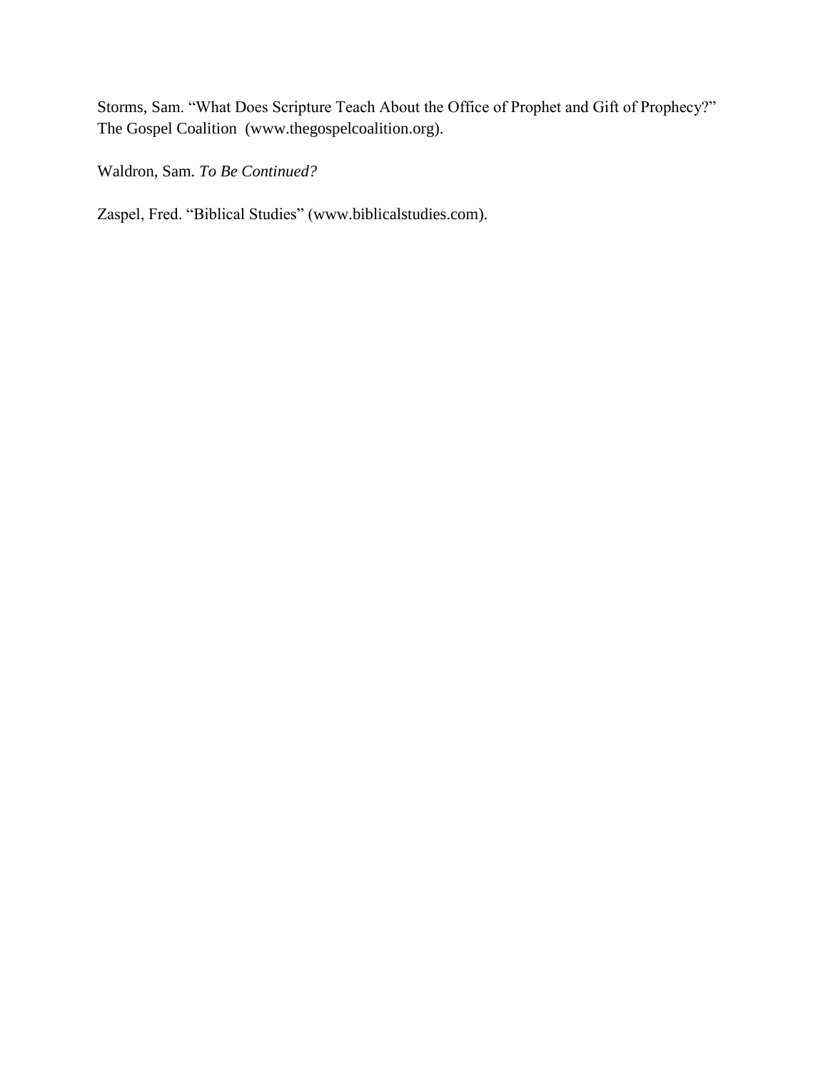Storms, Sam. "What Does Scripture Teach About the Office of Prophet and Gift of Prophecy?" The Gospel Coalition (www.thegospelcoalition.org).

Waldron, Sam. *To Be Continued?*

Zaspel, Fred. "Biblical Studies" (www.biblicalstudies.com).